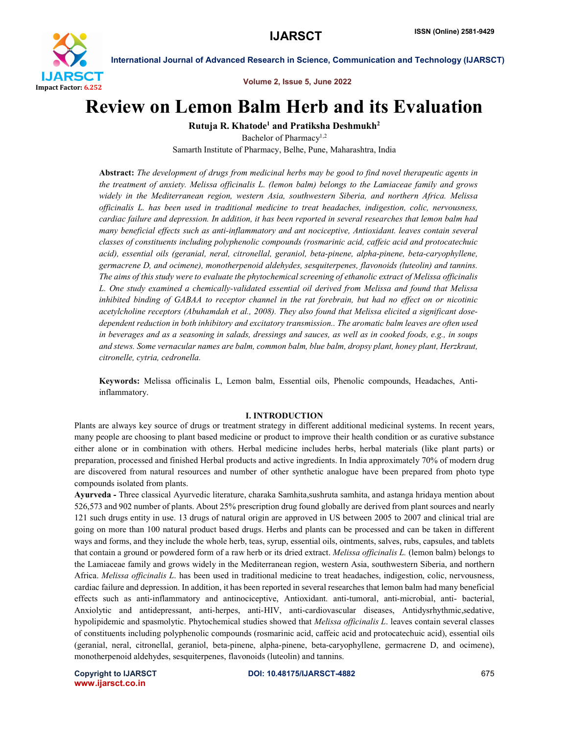# Review on Lemon Balm Herb and its Evaluation

**Rutuja R. Khatode[1] and Pratiksha Deshmukh[2]**

Bachelor of Pharmacy[1,2]

Samarth Institute of Pharmacy, Belhe, Pune, Maharashtra, India

**Abstract:** *The development of drugs from medicinal herbs may be good to find novel therapeutic agents in the treatment of anxiety. Melissa officinalis L. (lemon balm) belongs to the Lamiaceae family and grows widely in the Mediterranean region, western Asia, southwestern Siberia, and northern Africa. Melissa officinalis L. has been used in traditional medicine to treat headaches, indigestion, colic, nervousness, cardiac failure and depression. In addition, it has been reported in several researches that lemon balm had many beneficial effects such as anti-inflammatory and ant nociceptive, Antioxidant. leaves contain several classes of constituents including polyphenolic compounds (rosmarinic acid, caffeic acid and protocatechuic acid), essential oils (geranial, neral, citronellal, geraniol, beta-pinene, alpha-pinene, beta-caryophyllene, germacrene D, and ocimene), monotherpenoid aldehydes, sesquiterpenes, flavonoids (luteolin) and tannins. The aims of this study were to evaluate the phytochemical screening of ethanolic extract of Melissa officinalis L. One study examined a chemically-validated essential oil derived from Melissa and found that Melissa inhibited binding of GABAA to receptor channel in the rat forebrain, but had no effect on or nicotinic acetylcholine receptors (Abuhamdah et al., 2008). They also found that Melissa elicited a significant dose-dependent reduction in both inhibitory and excitatory transmission.. The aromatic balm leaves are often used in beverages and as a seasoning in salads, dressings and sauces, as well as in cooked foods, e.g., in soups and stews. Some vernacular names are balm, common balm, blue balm, dropsy plant, honey plant, Herzkraut, citronelle, cytria, cedronella.*

**Keywords:** Melissa officinalis L, Lemon balm, Essential oils, Phenolic compounds, Headaches, Anti-inflammatory.

## I. INTRODUCTION

Plants are always key source of drugs or treatment strategy in different additional medicinal systems. In recent years, many people are choosing to plant based medicine or product to improve their health condition or as curative substance either alone or in combination with others. Herbal medicine includes herbs, herbal materials (like plant parts) or preparation, processed and finished Herbal products and active ingredients. In India approximately 70% of modern drug are discovered from natural resources and number of other synthetic analogue have been prepared from photo type compounds isolated from plants.

**Ayurveda -** Three classical Ayurvedic literature, charaka Samhita,sushruta samhita, and astanga hridaya mention about 526,573 and 902 number of plants. About 25% prescription drug found globally are derived from plant sources and nearly 121 such drugs entity in use. 13 drugs of natural origin are approved in US between 2005 to 2007 and clinical trial are going on more than 100 natural product based drugs. Herbs and plants can be processed and can be taken in different ways and forms, and they include the whole herb, teas, syrup, essential oils, ointments, salves, rubs, capsules, and tablets that contain a ground or powdered form of a raw herb or its dried extract. *Melissa officinalis L.* (lemon balm) belongs to the Lamiaceae family and grows widely in the Mediterranean region, western Asia, southwestern Siberia, and northern Africa. *Melissa officinalis L.* has been used in traditional medicine to treat headaches, indigestion, colic, nervousness, cardiac failure and depression. In addition, it has been reported in several researches that lemon balm had many beneficial effects such as anti-inflammatory and antinociceptive, Antioxidant. anti-tumoral, anti-microbial, anti- bacterial, Anxiolytic and antidepressant, anti-herpes, anti-HIV, anti-cardiovascular diseases, Antidysrhythmic,sedative, hypolipidemic and spasmolytic. Phytochemical studies showed that *Melissa officinalis L.* leaves contain several classes of constituents including polyphenolic compounds (rosmarinic acid, caffeic acid and protocatechuic acid), essential oils (geranial, neral, citronellal, geraniol, beta-pinene, alpha-pinene, beta-caryophyllene, germacrene D, and ocimene), monotherpenoid aldehydes, sesquiterpenes, flavonoids (luteolin) and tannins.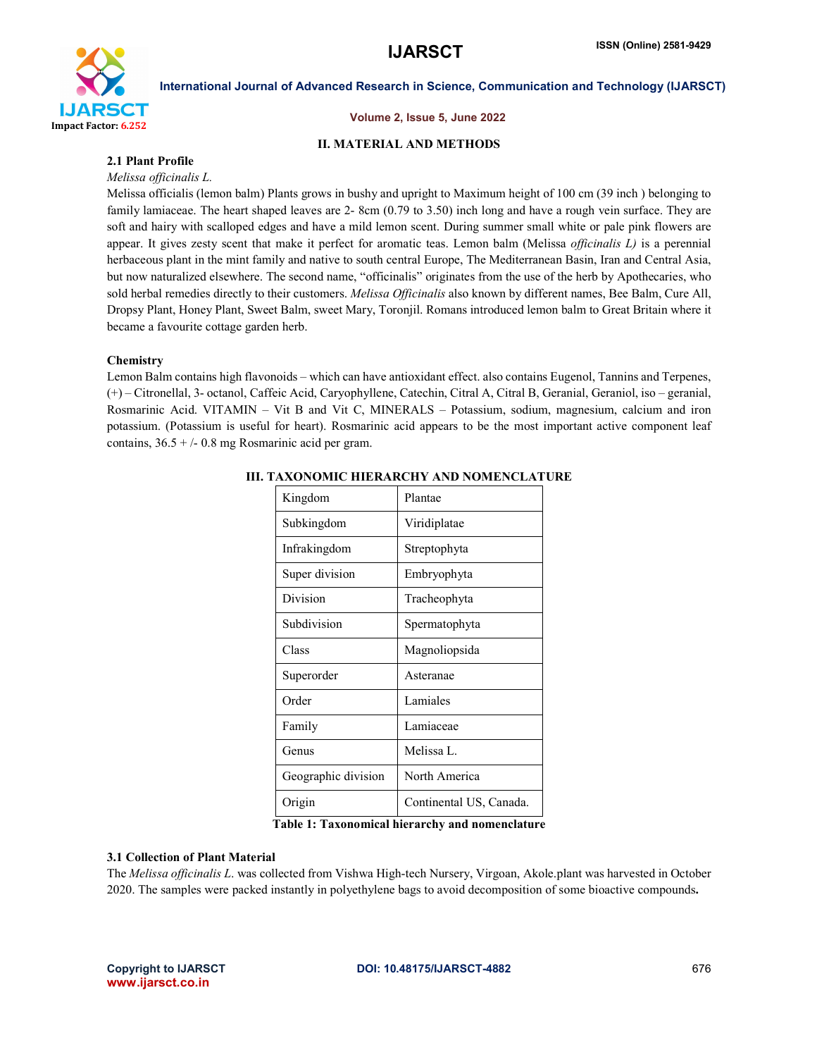## II. MATERIAL AND METHODS

### 2.1 Plant Profile

*Melissa officinalis L.*

Melissa officialis (lemon balm) Plants grows in bushy and upright to Maximum height of 100 cm (39 inch ) belonging to family lamiaceae. The heart shaped leaves are 2- 8cm (0.79 to 3.50) inch long and have a rough vein surface. They are soft and hairy with scalloped edges and have a mild lemon scent. During summer small white or pale pink flowers are appear. It gives zesty scent that make it perfect for aromatic teas. Lemon balm (Melissa *officinalis L)* is a perennial herbaceous plant in the mint family and native to south central Europe, The Mediterranean Basin, Iran and Central Asia, but now naturalized elsewhere. The second name, "officinalis" originates from the use of the herb by Apothecaries, who sold herbal remedies directly to their customers. *Melissa Officinalis* also known by different names, Bee Balm, Cure All, Dropsy Plant, Honey Plant, Sweet Balm, sweet Mary, Toronjil. Romans introduced lemon balm to Great Britain where it became a favourite cottage garden herb.

### Chemistry

Lemon Balm contains high flavonoids – which can have antioxidant effect. also contains Eugenol, Tannins and Terpenes, (+) – Citronellal, 3- octanol, Caffeic Acid, Caryophyllene, Catechin, Citral A, Citral B, Geranial, Geraniol, iso – geranial, Rosmarinic Acid. VITAMIN – Vit B and Vit C, MINERALS – Potassium, sodium, magnesium, calcium and iron potassium. (Potassium is useful for heart). Rosmarinic acid appears to be the most important active component leaf contains, 36.5 + /- 0.8 mg Rosmarinic acid per gram.

## III. TAXONOMIC HIERARCHY AND NOMENCLATURE

| Kingdom | Plantae |
|---|---|
| Subkingdom | Viridiplatae |
| Infrakingdom | Streptophyta |
| Super division | Embryophyta |
| Division | Tracheophyta |
| Subdivision | Spermatophyta |
| Class | Magnoliopsida |
| Superorder | Asteranae |
| Order | Lamiales |
| Family | Lamiaceae |
| Genus | Melissa L. |
| Geographic division | North America |
| Origin | Continental US, Canada. |

**Table 1: Taxonomical hierarchy and nomenclature**

### 3.1 Collection of Plant Material

The *Melissa officinalis L.* was collected from Vishwa High-tech Nursery, Virgoan, Akole.plant was harvested in October 2020. The samples were packed instantly in polyethylene bags to avoid decomposition of some bioactive compounds**.**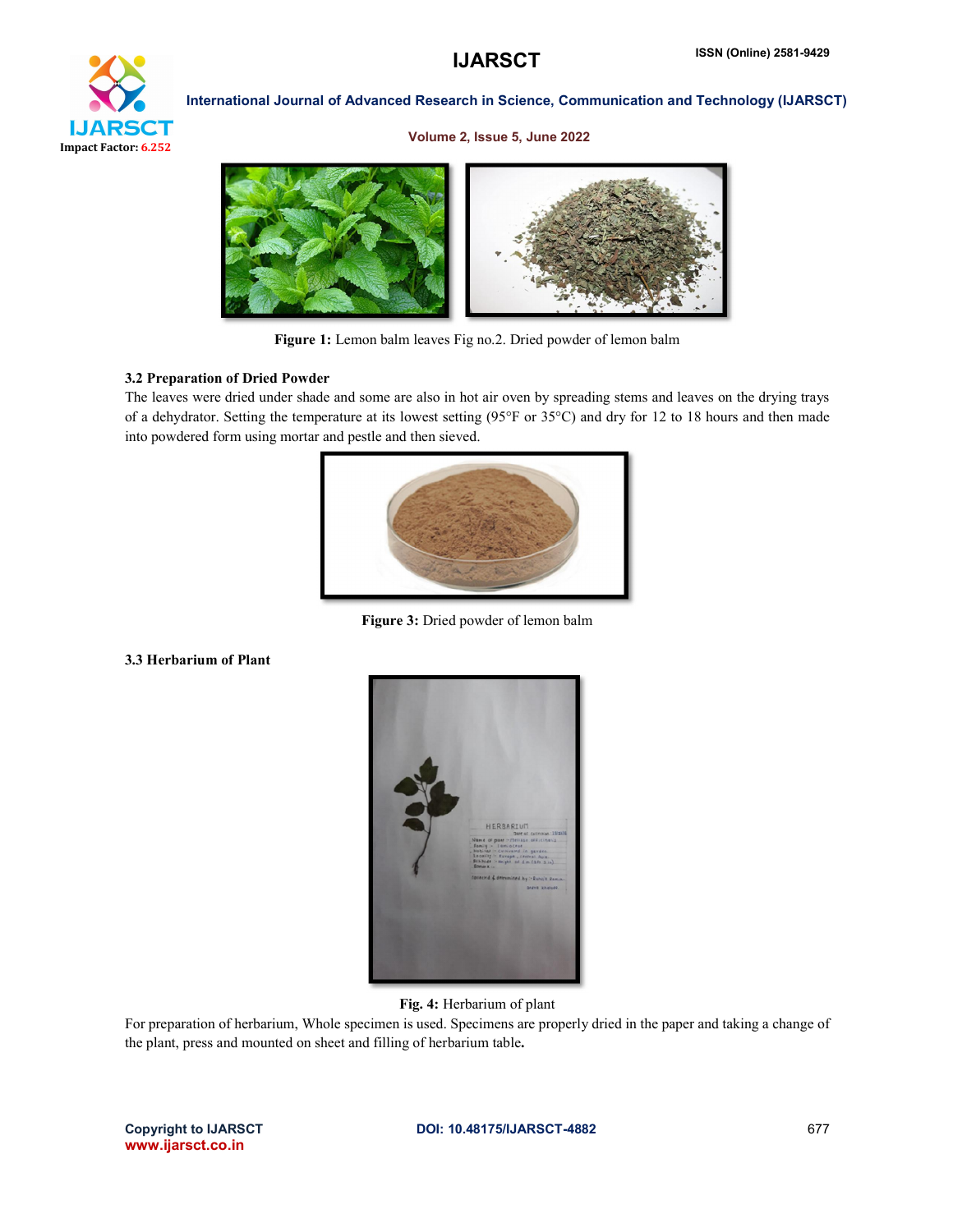**Figure 1:** Lemon balm leaves Fig no.2. Dried powder of lemon balm

### 3.2 Preparation of Dried Powder

The leaves were dried under shade and some are also in hot air oven by spreading stems and leaves on the drying trays of a dehydrator. Setting the temperature at its lowest setting (95°F or 35°C) and dry for 12 to 18 hours and then made into powdered form using mortar and pestle and then sieved.

**Figure 3:** Dried powder of lemon balm

### 3.3 Herbarium of Plant

**Fig. 4:** Herbarium of plant

For preparation of herbarium, Whole specimen is used. Specimens are properly dried in the paper and taking a change of the plant, press and mounted on sheet and filling of herbarium table**.**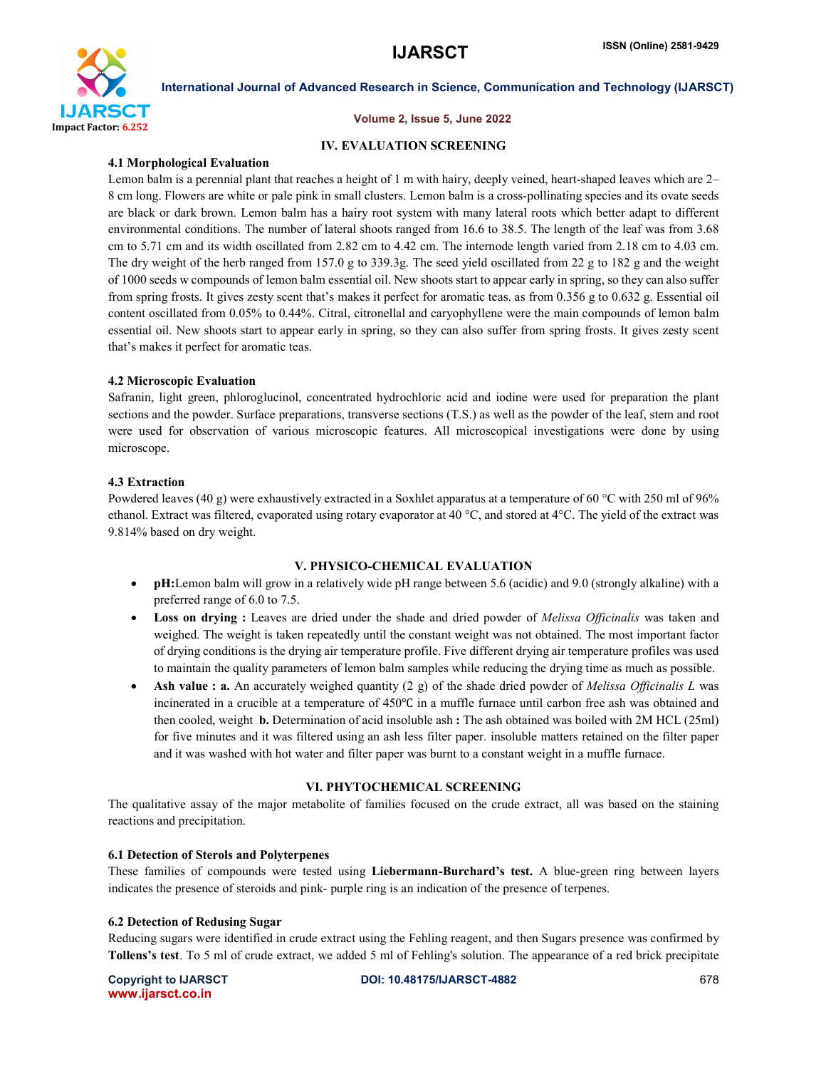## IV. EVALUATION SCREENING

### 4.1 Morphological Evaluation

Lemon balm is a perennial plant that reaches a height of 1 m with hairy, deeply veined, heart-shaped leaves which are 2–8 cm long. Flowers are white or pale pink in small clusters. Lemon balm is a cross-pollinating species and its ovate seeds are black or dark brown. Lemon balm has a hairy root system with many lateral roots which better adapt to different environmental conditions. The number of lateral shoots ranged from 16.6 to 38.5. The length of the leaf was from 3.68 cm to 5.71 cm and its width oscillated from 2.82 cm to 4.42 cm. The internode length varied from 2.18 cm to 4.03 cm. The dry weight of the herb ranged from 157.0 g to 339.3g. The seed yield oscillated from 22 g to 182 g and the weight of 1000 seeds w compounds of lemon balm essential oil. New shoots start to appear early in spring, so they can also suffer from spring frosts. It gives zesty scent that's makes it perfect for aromatic teas. as from 0.356 g to 0.632 g. Essential oil content oscillated from 0.05% to 0.44%. Citral, citronellal and caryophyllene were the main compounds of lemon balm essential oil. New shoots start to appear early in spring, so they can also suffer from spring frosts. It gives zesty scent that's makes it perfect for aromatic teas.

### 4.2 Microscopic Evaluation

Safranin, light green, phloroglucinol, concentrated hydrochloric acid and iodine were used for preparation the plant sections and the powder. Surface preparations, transverse sections (T.S.) as well as the powder of the leaf, stem and root were used for observation of various microscopic features. All microscopical investigations were done by using microscope.

### 4.3 Extraction

Powdered leaves (40 g) were exhaustively extracted in a Soxhlet apparatus at a temperature of 60 °C with 250 ml of 96% ethanol. Extract was filtered, evaporated using rotary evaporator at 40 °C, and stored at 4°C. The yield of the extract was 9.814% based on dry weight.

## V. PHYSICO-CHEMICAL EVALUATION

- **pH:**Lemon balm will grow in a relatively wide pH range between 5.6 (acidic) and 9.0 (strongly alkaline) with a preferred range of 6.0 to 7.5.
- **Loss on drying :** Leaves are dried under the shade and dried powder of *Melissa Officinalis* was taken and weighed. The weight is taken repeatedly until the constant weight was not obtained. The most important factor of drying conditions is the drying air temperature profile. Five different drying air temperature profiles was used to maintain the quality parameters of lemon balm samples while reducing the drying time as much as possible.
- **Ash value : a.** An accurately weighed quantity (2 g) of the shade dried powder of *Melissa Officinalis L* was incinerated in a crucible at a temperature of 450℃ in a muffle furnace until carbon free ash was obtained and then cooled, weight **b.** Determination of acid insoluble ash **:** The ash obtained was boiled with 2M HCL (25ml) for five minutes and it was filtered using an ash less filter paper. insoluble matters retained on the filter paper and it was washed with hot water and filter paper was burnt to a constant weight in a muffle furnace.

## VI. PHYTOCHEMICAL SCREENING

The qualitative assay of the major metabolite of families focused on the crude extract, all was based on the staining reactions and precipitation.

### 6.1 Detection of Sterols and Polyterpenes

These families of compounds were tested using **Liebermann-Burchard's test.** A blue-green ring between layers indicates the presence of steroids and pink- purple ring is an indication of the presence of terpenes.

### 6.2 Detection of Redusing Sugar

Reducing sugars were identified in crude extract using the Fehling reagent, and then Sugars presence was confirmed by **Tollens's test**. To 5 ml of crude extract, we added 5 ml of Fehling's solution. The appearance of a red brick precipitate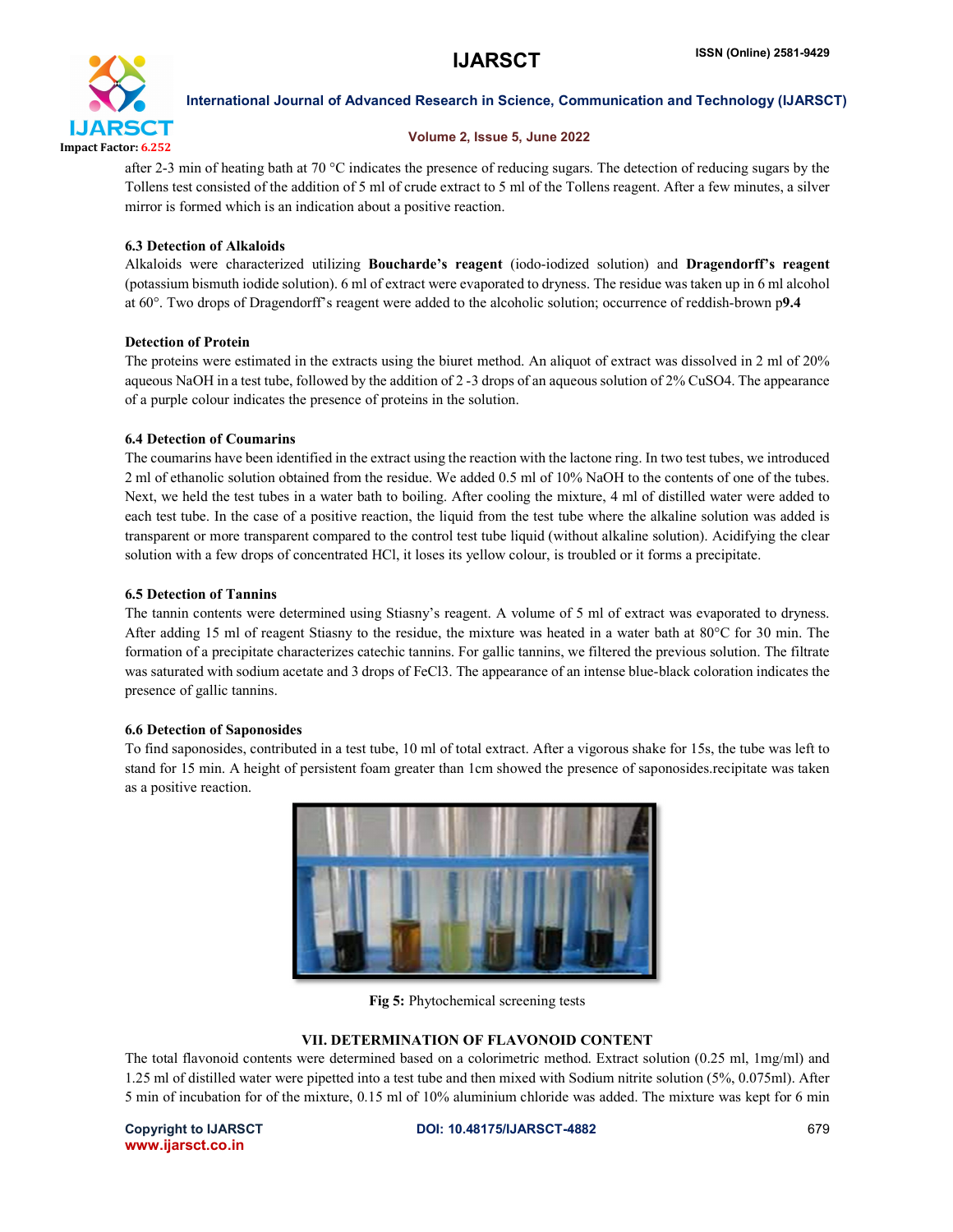after 2-3 min of heating bath at 70 °C indicates the presence of reducing sugars. The detection of reducing sugars by the Tollens test consisted of the addition of 5 ml of crude extract to 5 ml of the Tollens reagent. After a few minutes, a silver mirror is formed which is an indication about a positive reaction.

### 6.3 Detection of Alkaloids

Alkaloids were characterized utilizing **Boucharde's reagent** (iodo-iodized solution) and **Dragendorff's reagent** (potassium bismuth iodide solution). 6 ml of extract were evaporated to dryness. The residue was taken up in 6 ml alcohol at 60°. Two drops of Dragendorff's reagent were added to the alcoholic solution; occurrence of reddish-brown p**9.4**

### Detection of Protein

The proteins were estimated in the extracts using the biuret method. An aliquot of extract was dissolved in 2 ml of 20% aqueous NaOH in a test tube, followed by the addition of 2 -3 drops of an aqueous solution of 2% $CuSO_4$. The appearance of a purple colour indicates the presence of proteins in the solution.

### 6.4 Detection of Coumarins

The coumarins have been identified in the extract using the reaction with the lactone ring. In two test tubes, we introduced 2 ml of ethanolic solution obtained from the residue. We added 0.5 ml of 10% NaOH to the contents of one of the tubes. Next, we held the test tubes in a water bath to boiling. After cooling the mixture, 4 ml of distilled water were added to each test tube. In the case of a positive reaction, the liquid from the test tube where the alkaline solution was added is transparent or more transparent compared to the control test tube liquid (without alkaline solution). Acidifying the clear solution with a few drops of concentrated HCl, it loses its yellow colour, is troubled or it forms a precipitate.

### 6.5 Detection of Tannins

The tannin contents were determined using Stiasny's reagent. A volume of 5 ml of extract was evaporated to dryness. After adding 15 ml of reagent Stiasny to the residue, the mixture was heated in a water bath at 80°C for 30 min. The formation of a precipitate characterizes catechic tannins. For gallic tannins, we filtered the previous solution. The filtrate was saturated with sodium acetate and 3 drops of $FeCl_3$. The appearance of an intense blue-black coloration indicates the presence of gallic tannins.

### 6.6 Detection of Saponosides

To find saponosides, contributed in a test tube, 10 ml of total extract. After a vigorous shake for 15s, the tube was left to stand for 15 min. A height of persistent foam greater than 1cm showed the presence of saponosides.recipitate was taken as a positive reaction.

**Fig 5:** Phytochemical screening tests

## VII. DETERMINATION OF FLAVONOID CONTENT

The total flavonoid contents were determined based on a colorimetric method. Extract solution (0.25 ml, 1mg/ml) and 1.25 ml of distilled water were pipetted into a test tube and then mixed with Sodium nitrite solution (5%, 0.075ml). After 5 min of incubation for of the mixture, 0.15 ml of 10% aluminium chloride was added. The mixture was kept for 6 min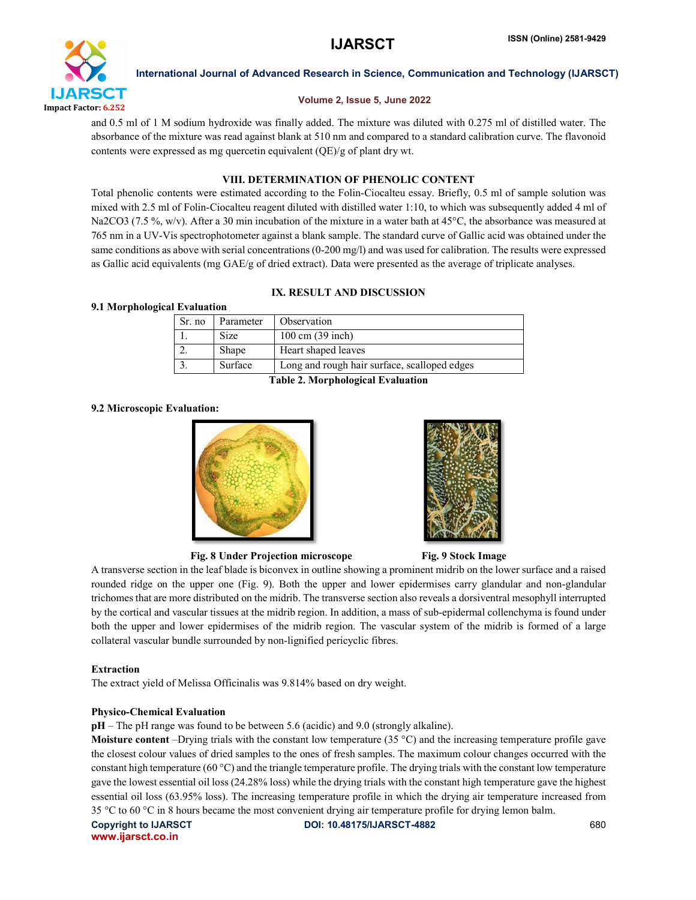and 0.5 ml of 1 M sodium hydroxide was finally added. The mixture was diluted with 0.275 ml of distilled water. The absorbance of the mixture was read against blank at 510 nm and compared to a standard calibration curve. The flavonoid contents were expressed as mg quercetin equivalent (QE)/g of plant dry wt.

## VIII. DETERMINATION OF PHENOLIC CONTENT

Total phenolic contents were estimated according to the Folin-Ciocalteu essay. Briefly, 0.5 ml of sample solution was mixed with 2.5 ml of Folin-Ciocalteu reagent diluted with distilled water 1:10, to which was subsequently added 4 ml of $Na_2CO_3$ (7.5 %, w/v). After a 30 min incubation of the mixture in a water bath at 45°C, the absorbance was measured at 765 nm in a UV-Vis spectrophotometer against a blank sample. The standard curve of Gallic acid was obtained under the same conditions as above with serial concentrations (0-200 mg/l) and was used for calibration. The results were expressed as Gallic acid equivalents (mg GAE/g of dried extract). Data were presented as the average of triplicate analyses.

## IX. RESULT AND DISCUSSION

### 9.1 Morphological Evaluation

| Sr. no | Parameter | Observation |
|---|---|---|
| 1. | Size | 100 cm (39 inch) |
| 2. | Shape | Heart shaped leaves |
| 3. | Surface | Long and rough hair surface, scalloped edges |

**Table 2. Morphological Evaluation**

### 9.2 Microscopic Evaluation:

**Fig. 8 Under Projection microscope**

**Fig. 9 Stock Image**

A transverse section in the leaf blade is biconvex in outline showing a prominent midrib on the lower surface and a raised rounded ridge on the upper one (Fig. 9). Both the upper and lower epidermises carry glandular and non-glandular trichomes that are more distributed on the midrib. The transverse section also reveals a dorsiventral mesophyll interrupted by the cortical and vascular tissues at the midrib region. In addition, a mass of sub-epidermal collenchyma is found under both the upper and lower epidermises of the midrib region. The vascular system of the midrib is formed of a large collateral vascular bundle surrounded by non-lignified pericyclic fibres.

**Extraction**

The extract yield of Melissa Officinalis was 9.814% based on dry weight.

**Physico-Chemical Evaluation**

**pH** – The pH range was found to be between 5.6 (acidic) and 9.0 (strongly alkaline).

**Moisture content** –Drying trials with the constant low temperature (35 °C) and the increasing temperature profile gave the closest colour values of dried samples to the ones of fresh samples. The maximum colour changes occurred with the constant high temperature (60 °C) and the triangle temperature profile. The drying trials with the constant low temperature gave the lowest essential oil loss (24.28% loss) while the drying trials with the constant high temperature gave the highest essential oil loss (63.95% loss). The increasing temperature profile in which the drying air temperature increased from 35 °C to 60 °C in 8 hours became the most convenient drying air temperature profile for drying lemon balm.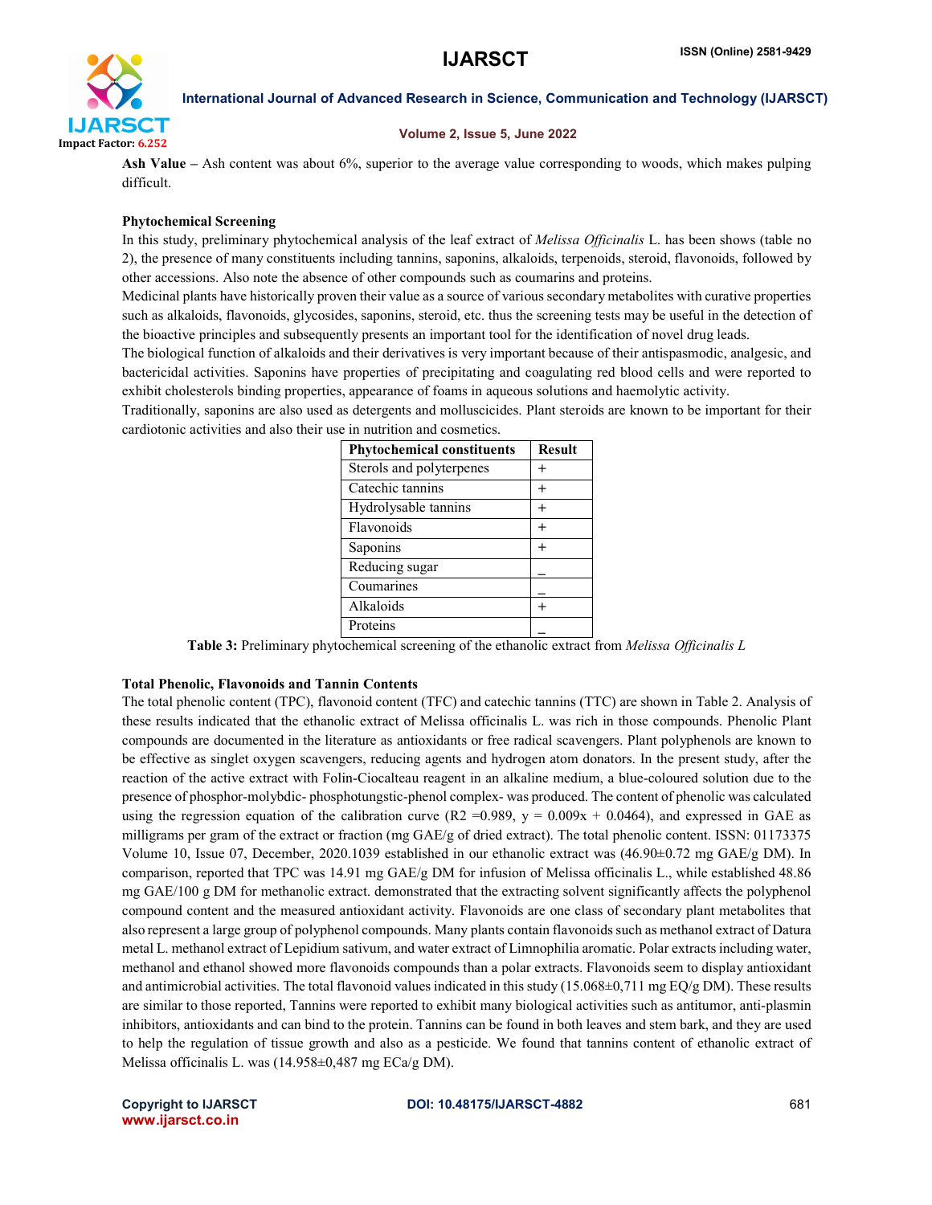**Ash Value –** Ash content was about 6%, superior to the average value corresponding to woods, which makes pulping difficult.

**Phytochemical Screening**

In this study, preliminary phytochemical analysis of the leaf extract of *Melissa Officinalis* L. has been shows (table no 2), the presence of many constituents including tannins, saponins, alkaloids, terpenoids, steroid, flavonoids, followed by other accessions. Also note the absence of other compounds such as coumarins and proteins.

Medicinal plants have historically proven their value as a source of various secondary metabolites with curative properties such as alkaloids, flavonoids, glycosides, saponins, steroid, etc. thus the screening tests may be useful in the detection of the bioactive principles and subsequently presents an important tool for the identification of novel drug leads.

The biological function of alkaloids and their derivatives is very important because of their antispasmodic, analgesic, and bactericidal activities. Saponins have properties of precipitating and coagulating red blood cells and were reported to exhibit cholesterols binding properties, appearance of foams in aqueous solutions and haemolytic activity.

Traditionally, saponins are also used as detergents and molluscicides. Plant steroids are known to be important for their cardiotonic activities and also their use in nutrition and cosmetics.

| Phytochemical constituents | Result |
|---|---|
| Sterols and polyterpenes | + |
| Catechic tannins | + |
| Hydrolysable tannins | + |
| Flavonoids | + |
| Saponins | + |
| Reducing sugar | _ |
| Coumarines | _ |
| Alkaloids | + |
| Proteins | _ |

**Table 3:** Preliminary phytochemical screening of the ethanolic extract from *Melissa Officinalis L*

**Total Phenolic, Flavonoids and Tannin Contents**

The total phenolic content (TPC), flavonoid content (TFC) and catechic tannins (TTC) are shown in Table 2. Analysis of these results indicated that the ethanolic extract of Melissa officinalis L. was rich in those compounds. Phenolic Plant compounds are documented in the literature as antioxidants or free radical scavengers. Plant polyphenols are known to be effective as singlet oxygen scavengers, reducing agents and hydrogen atom donators. In the present study, after the reaction of the active extract with Folin-Ciocalteau reagent in an alkaline medium, a blue-coloured solution due to the presence of phosphor-molybdic- phosphotungstic-phenol complex- was produced. The content of phenolic was calculated using the regression equation of the calibration curve ($R2 =0.989$, $y = 0.009x + 0.0464$), and expressed in GAE as milligrams per gram of the extract or fraction (mg GAE/g of dried extract). The total phenolic content. ISSN: 01173375 Volume 10, Issue 07, December, 2020.1039 established in our ethanolic extract was (46.90±0.72 mg GAE/g DM). In comparison, reported that TPC was 14.91 mg GAE/g DM for infusion of Melissa officinalis L., while established 48.86 mg GAE/100 g DM for methanolic extract. demonstrated that the extracting solvent significantly affects the polyphenol compound content and the measured antioxidant activity. Flavonoids are one class of secondary plant metabolites that also represent a large group of polyphenol compounds. Many plants contain flavonoids such as methanol extract of Datura metal L. methanol extract of Lepidium sativum, and water extract of Limnophilia aromatic. Polar extracts including water, methanol and ethanol showed more flavonoids compounds than a polar extracts. Flavonoids seem to display antioxidant and antimicrobial activities. The total flavonoid values indicated in this study (15.068±0,711 mg EQ/g DM). These results are similar to those reported, Tannins were reported to exhibit many biological activities such as antitumor, anti-plasmin inhibitors, antioxidants and can bind to the protein. Tannins can be found in both leaves and stem bark, and they are used to help the regulation of tissue growth and also as a pesticide. We found that tannins content of ethanolic extract of Melissa officinalis L. was (14.958±0,487 mg ECa/g DM).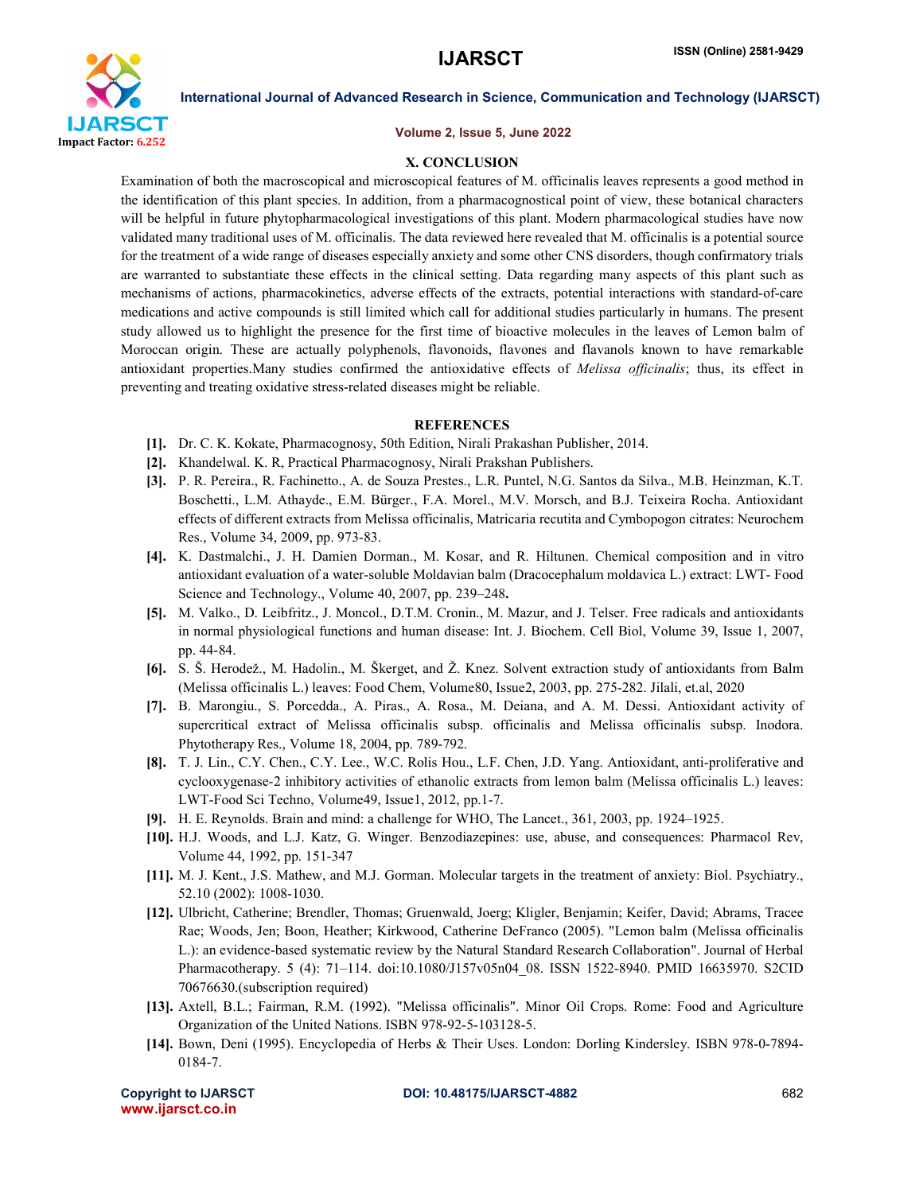## X. CONCLUSION

Examination of both the macroscopical and microscopical features of M. officinalis leaves represents a good method in the identification of this plant species. In addition, from a pharmacognostical point of view, these botanical characters will be helpful in future phytopharmacological investigations of this plant. Modern pharmacological studies have now validated many traditional uses of M. officinalis. The data reviewed here revealed that M. officinalis is a potential source for the treatment of a wide range of diseases especially anxiety and some other CNS disorders, though confirmatory trials are warranted to substantiate these effects in the clinical setting. Data regarding many aspects of this plant such as mechanisms of actions, pharmacokinetics, adverse effects of the extracts, potential interactions with standard-of-care medications and active compounds is still limited which call for additional studies particularly in humans. The present study allowed us to highlight the presence for the first time of bioactive molecules in the leaves of Lemon balm of Moroccan origin. These are actually polyphenols, flavonoids, flavones and flavanols known to have remarkable antioxidant properties.Many studies confirmed the antioxidative effects of *Melissa officinalis*; thus, its effect in preventing and treating oxidative stress-related diseases might be reliable.

## REFERENCES

- **[1].** Dr. C. K. Kokate, Pharmacognosy, 50th Edition, Nirali Prakashan Publisher, 2014.
- **[2].** Khandelwal. K. R, Practical Pharmacognosy, Nirali Prakshan Publishers.
- **[3].** P. R. Pereira., R. Fachinetto., A. de Souza Prestes., L.R. Puntel, N.G. Santos da Silva., M.B. Heinzman, K.T. Boschetti., L.M. Athayde., E.M. Bürger., F.A. Morel., M.V. Morsch, and B.J. Teixeira Rocha. Antioxidant effects of different extracts from Melissa officinalis, Matricaria recutita and Cymbopogon citrates: Neurochem Res., Volume 34, 2009, pp. 973-83.
- **[4].** K. Dastmalchi., J. H. Damien Dorman., M. Kosar, and R. Hiltunen. Chemical composition and in vitro antioxidant evaluation of a water-soluble Moldavian balm (Dracocephalum moldavica L.) extract: LWT- Food Science and Technology., Volume 40, 2007, pp. 239–248**.**
- **[5].** M. Valko., D. Leibfritz., J. Moncol., D.T.M. Cronin., M. Mazur, and J. Telser. Free radicals and antioxidants in normal physiological functions and human disease: Int. J. Biochem. Cell Biol, Volume 39, Issue 1, 2007, pp. 44-84.
- **[6].** S. Š. Herodež., M. Hadolin., M. Škerget, and Ž. Knez. Solvent extraction study of antioxidants from Balm (Melissa officinalis L.) leaves: Food Chem, Volume80, Issue2, 2003, pp. 275-282. Jilali, et.al, 2020
- **[7].** B. Marongiu., S. Porcedda., A. Piras., A. Rosa., M. Deiana, and A. M. Dessi. Antioxidant activity of supercritical extract of Melissa officinalis subsp. officinalis and Melissa officinalis subsp. Inodora. Phytotherapy Res., Volume 18, 2004, pp. 789-792.
- **[8].** T. J. Lin., C.Y. Chen., C.Y. Lee., W.C. Rolis Hou., L.F. Chen, J.D. Yang. Antioxidant, anti-proliferative and cyclooxygenase-2 inhibitory activities of ethanolic extracts from lemon balm (Melissa officinalis L.) leaves: LWT-Food Sci Techno, Volume49, Issue1, 2012, pp.1-7.
- **[9].** H. E. Reynolds. Brain and mind: a challenge for WHO, The Lancet., 361, 2003, pp. 1924–1925.
- **[10].** H.J. Woods, and L.J. Katz, G. Winger. Benzodiazepines: use, abuse, and consequences: Pharmacol Rev, Volume 44, 1992, pp. 151-347
- **[11].** M. J. Kent., J.S. Mathew, and M.J. Gorman. Molecular targets in the treatment of anxiety: Biol. Psychiatry., 52.10 (2002): 1008-1030.
- **[12].** Ulbricht, Catherine; Brendler, Thomas; Gruenwald, Joerg; Kligler, Benjamin; Keifer, David; Abrams, Tracee Rae; Woods, Jen; Boon, Heather; Kirkwood, Catherine DeFranco (2005). "Lemon balm (Melissa officinalis L.): an evidence-based systematic review by the Natural Standard Research Collaboration". Journal of Herbal Pharmacotherapy. 5 (4): 71–114. doi:10.1080/J157v05n04_08. ISSN 1522-8940. PMID 16635970. S2CID 70676630.(subscription required)
- **[13].** Axtell, B.L.; Fairman, R.M. (1992). "Melissa officinalis". Minor Oil Crops. Rome: Food and Agriculture Organization of the United Nations. ISBN 978-92-5-103128-5.
- **[14].** Bown, Deni (1995). Encyclopedia of Herbs & Their Uses. London: Dorling Kindersley. ISBN 978-0-7894-0184-7.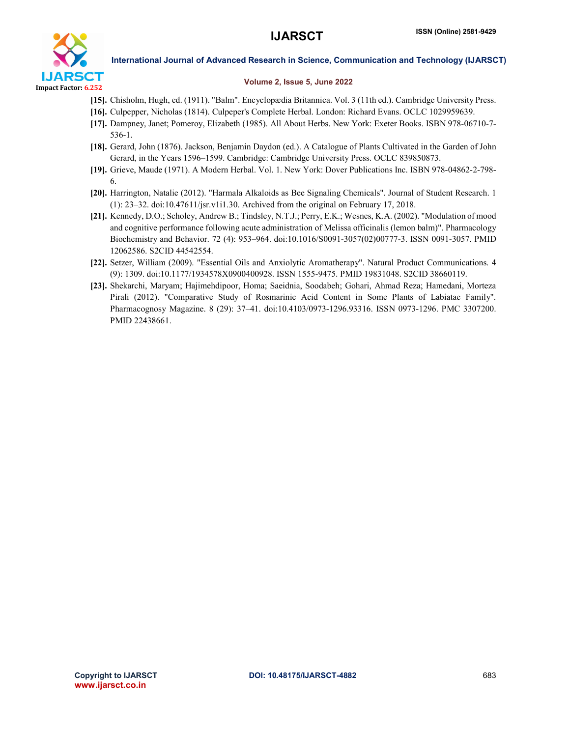[15]. Chisholm, Hugh, ed. (1911). "Balm". Encyclopædia Britannica. Vol. 3 (11th ed.). Cambridge University Press.

[16]. Culpepper, Nicholas (1814). Culpeper's Complete Herbal. London: Richard Evans. OCLC 1029959639.

[17]. Dampney, Janet; Pomeroy, Elizabeth (1985). All About Herbs. New York: Exeter Books. ISBN 978-06710-7-536-1.

[18]. Gerard, John (1876). Jackson, Benjamin Daydon (ed.). A Catalogue of Plants Cultivated in the Garden of John Gerard, in the Years 1596–1599. Cambridge: Cambridge University Press. OCLC 839850873.

[19]. Grieve, Maude (1971). A Modern Herbal. Vol. 1. New York: Dover Publications Inc. ISBN 978-04862-2-798-6.

[20]. Harrington, Natalie (2012). "Harmala Alkaloids as Bee Signaling Chemicals". Journal of Student Research. 1 (1): 23–32. doi:10.47611/jsr.v1i1.30. Archived from the original on February 17, 2018.

[21]. Kennedy, D.O.; Scholey, Andrew B.; Tindsley, N.T.J.; Perry, E.K.; Wesnes, K.A. (2002). "Modulation of mood and cognitive performance following acute administration of Melissa officinalis (lemon balm)". Pharmacology Biochemistry and Behavior. 72 (4): 953–964. doi:10.1016/S0091-3057(02)00777-3. ISSN 0091-3057. PMID 12062586. S2CID 44542554.

[22]. Setzer, William (2009). "Essential Oils and Anxiolytic Aromatherapy". Natural Product Communications. 4 (9): 1309. doi:10.1177/1934578X0900400928. ISSN 1555-9475. PMID 19831048. S2CID 38660119.

[23]. Shekarchi, Maryam; Hajimehdipoor, Homa; Saeidnia, Soodabeh; Gohari, Ahmad Reza; Hamedani, Morteza Pirali (2012). "Comparative Study of Rosmarinic Acid Content in Some Plants of Labiatae Family". Pharmacognosy Magazine. 8 (29): 37–41. doi:10.4103/0973-1296.93316. ISSN 0973-1296. PMC 3307200. PMID 22438661.